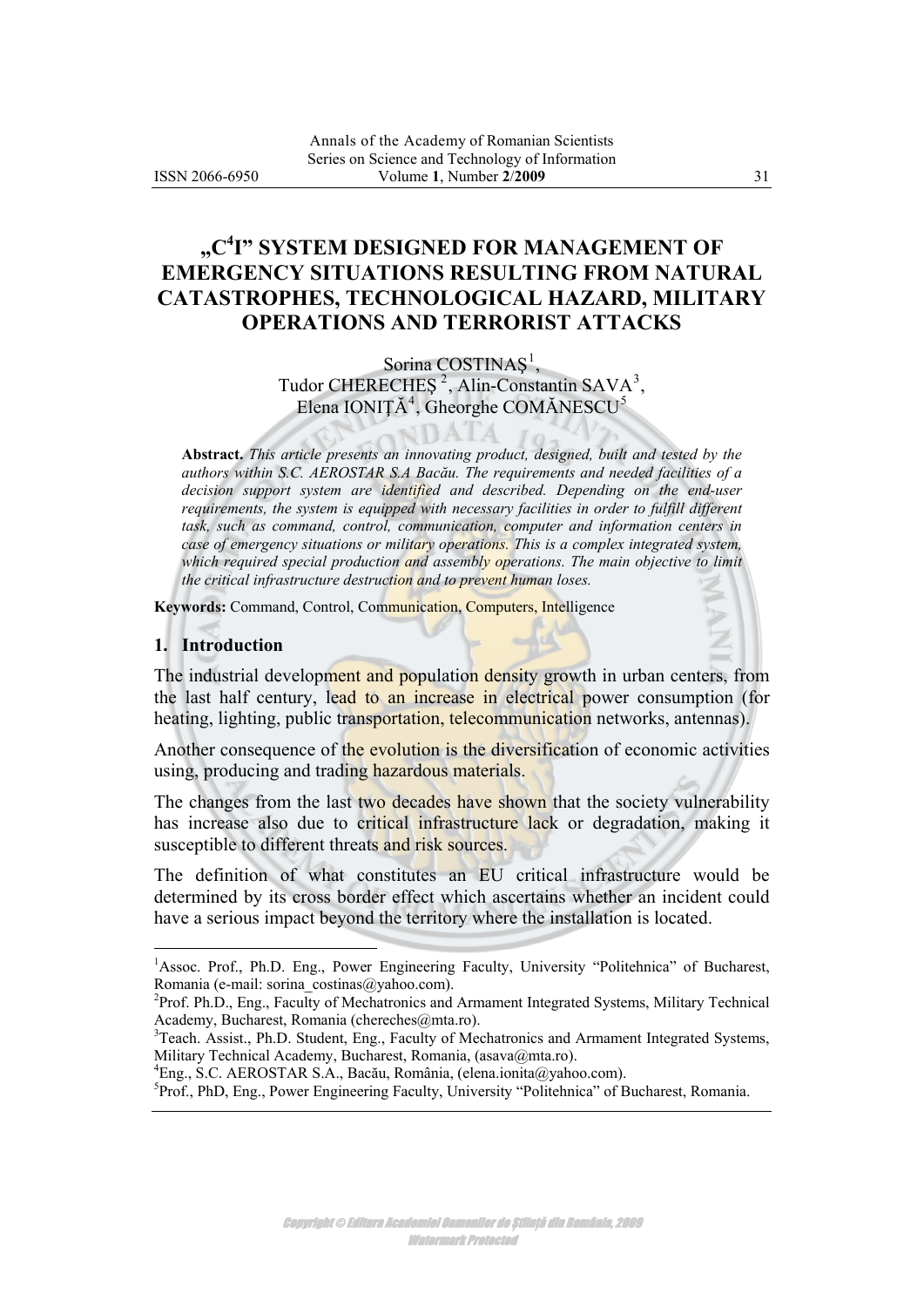# „C$^4$I" SYSTEM DESIGNED FOR MANAGEMENT OF EMERGENCY SITUATIONS RESULTING FROM NATURAL CATASTROPHES, TECHNOLOGICAL HAZARD, MILITARY OPERATIONS AND TERRORIST ATTACKS

Sorina COSTINAŞ[1], Tudor CHERECHEŞ[2], Alin-Constantin SAVA[3], Elena IONIŢĂ[4], Gheorghe COMĂNESCU[5]

**Abstract.** *This article presents an innovating product, designed, built and tested by the authors within S.C. AEROSTAR S.A Bacău. The requirements and needed facilities of a decision support system are identified and described. Depending on the end-user requirements, the system is equipped with necessary facilities in order to fulfill different task, such as command, control, communication, computer and information centers in case of emergency situations or military operations. This is a complex integrated system, which required special production and assembly operations. The main objective to limit the critical infrastructure destruction and to prevent human loses.*

**Keywords:** Command, Control, Communication, Computers, Intelligence

## 1. Introduction

The industrial development and population density growth in urban centers, from the last half century, lead to an increase in electrical power consumption (for heating, lighting, public transportation, telecommunication networks, antennas).

Another consequence of the evolution is the diversification of economic activities using, producing and trading hazardous materials.

The changes from the last two decades have shown that the society vulnerability has increase also due to critical infrastructure lack or degradation, making it susceptible to different threats and risk sources.

The definition of what constitutes an EU critical infrastructure would be determined by its cross border effect which ascertains whether an incident could have a serious impact beyond the territory where the installation is located.

---

[1]Assoc. Prof., Ph.D. Eng., Power Engineering Faculty, University "Politehnica" of Bucharest, Romania (e-mail: sorina_costinas@yahoo.com).

[2]Prof. Ph.D., Eng., Faculty of Mechatronics and Armament Integrated Systems, Military Technical Academy, Bucharest, Romania (chereches@mta.ro).

[3]Teach. Assist., Ph.D. Student, Eng., Faculty of Mechatronics and Armament Integrated Systems, Military Technical Academy, Bucharest, Romania, (asava@mta.ro).

[4]Eng., S.C. AEROSTAR S.A., Bacău, România, (elena.ionita@yahoo.com).

[5]Prof., PhD, Eng., Power Engineering Faculty, University "Politehnica" of Bucharest, Romania.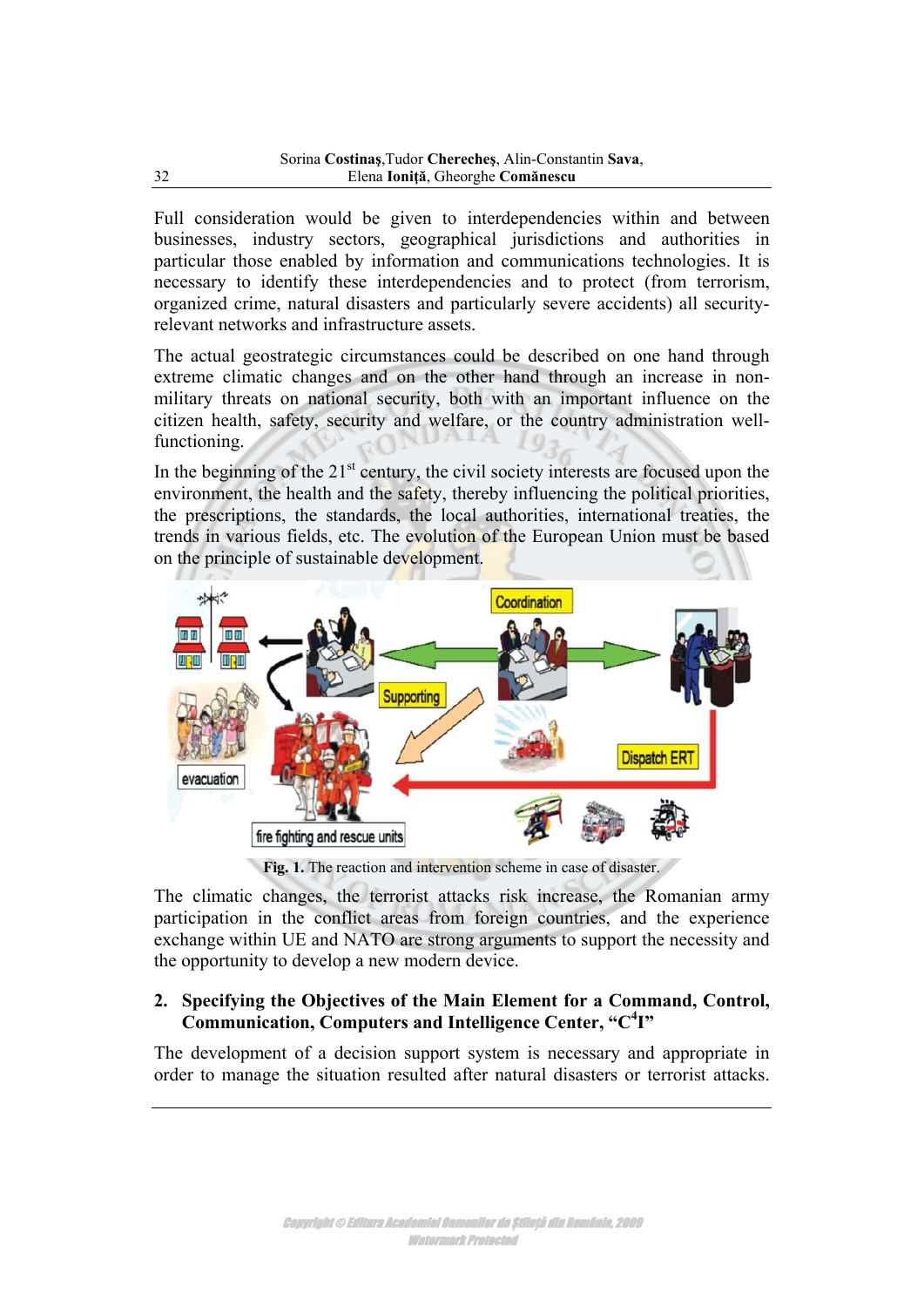Full consideration would be given to interdependencies within and between businesses, industry sectors, geographical jurisdictions and authorities in particular those enabled by information and communications technologies. It is necessary to identify these interdependencies and to protect (from terrorism, organized crime, natural disasters and particularly severe accidents) all security-relevant networks and infrastructure assets.

The actual geostrategic circumstances could be described on one hand through extreme climatic changes and on the other hand through an increase in non-military threats on national security, both with an important influence on the citizen health, safety, security and welfare, or the country administration well-functioning.

In the beginning of the 21st century, the civil society interests are focused upon the environment, the health and the safety, thereby influencing the political priorities, the prescriptions, the standards, the local authorities, international treaties, the trends in various fields, etc. The evolution of the European Union must be based on the principle of sustainable development.

Coordination

Supporting

Dispatch ERT

evacuation

fire fighting and rescue units

**Fig. 1.** The reaction and intervention scheme in case of disaster.

The climatic changes, the terrorist attacks risk increase, the Romanian army participation in the conflict areas from foreign countries, and the experience exchange within UE and NATO are strong arguments to support the necessity and the opportunity to develop a new modern device.

## 2. Specifying the Objectives of the Main Element for a Command, Control, Communication, Computers and Intelligence Center, "C$^4$I"

The development of a decision support system is necessary and appropriate in order to manage the situation resulted after natural disasters or terrorist attacks.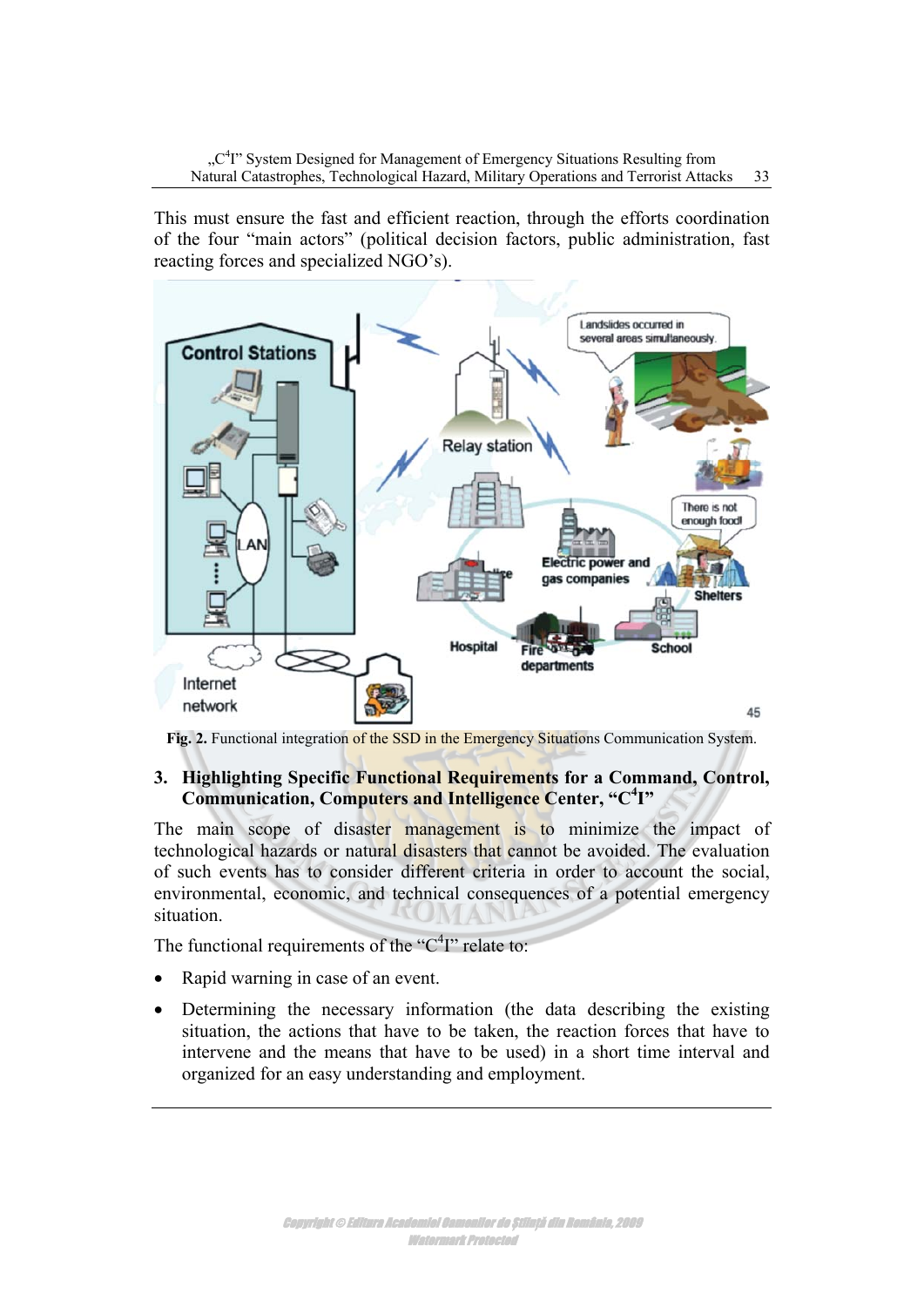This must ensure the fast and efficient reaction, through the efforts coordination of the four "main actors" (political decision factors, public administration, fast reacting forces and specialized NGO's).

Fig. 2. Functional integration of the SSD in the Emergency Situations Communication System.

## 3. Highlighting Specific Functional Requirements for a Command, Control, Communication, Computers and Intelligence Center, "C⁴I"

The main scope of disaster management is to minimize the impact of technological hazards or natural disasters that cannot be avoided. The evaluation of such events has to consider different criteria in order to account the social, environmental, economic, and technical consequences of a potential emergency situation.

The functional requirements of the "$C^4I$" relate to:

- Rapid warning in case of an event.
- Determining the necessary information (the data describing the existing situation, the actions that have to be taken, the reaction forces that have to intervene and the means that have to be used) in a short time interval and organized for an easy understanding and employment.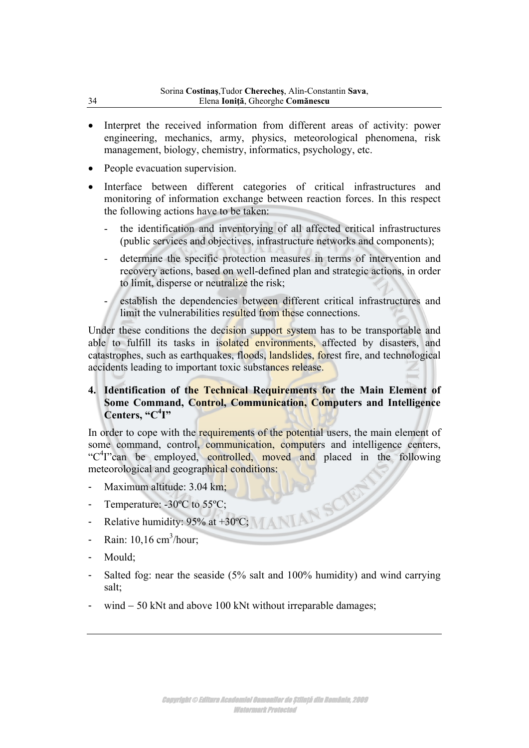- Interpret the received information from different areas of activity: power engineering, mechanics, army, physics, meteorological phenomena, risk management, biology, chemistry, informatics, psychology, etc.
- People evacuation supervision.
- Interface between different categories of critical infrastructures and monitoring of information exchange between reaction forces. In this respect the following actions have to be taken:
  - the identification and inventorying of all affected critical infrastructures (public services and objectives, infrastructure networks and components);
  - determine the specific protection measures in terms of intervention and recovery actions, based on well-defined plan and strategic actions, in order to limit, disperse or neutralize the risk;
  - establish the dependencies between different critical infrastructures and limit the vulnerabilities resulted from these connections.

Under these conditions the decision support system has to be transportable and able to fulfill its tasks in isolated environments, affected by disasters, and catastrophes, such as earthquakes, floods, landslides, forest fire, and technological accidents leading to important toxic substances release.

## 4. Identification of the Technical Requirements for the Main Element of Some Command, Control, Communication, Computers and Intelligence Centers, "$C^4I$"

In order to cope with the requirements of the potential users, the main element of some command, control, communication, computers and intelligence centers, "$C^4I$"can be employed, controlled, moved and placed in the following meteorological and geographical conditions:

- Maximum altitude: 3.04 km;
- Temperature: -30ºC to 55ºC;
- Relative humidity: 95% at +30ºC;
- Rain: 10,16 $cm^3$/hour;
- Mould;
- Salted fog: near the seaside (5% salt and 100% humidity) and wind carrying salt;
- wind – 50 kNt and above 100 kNt without irreparable damages;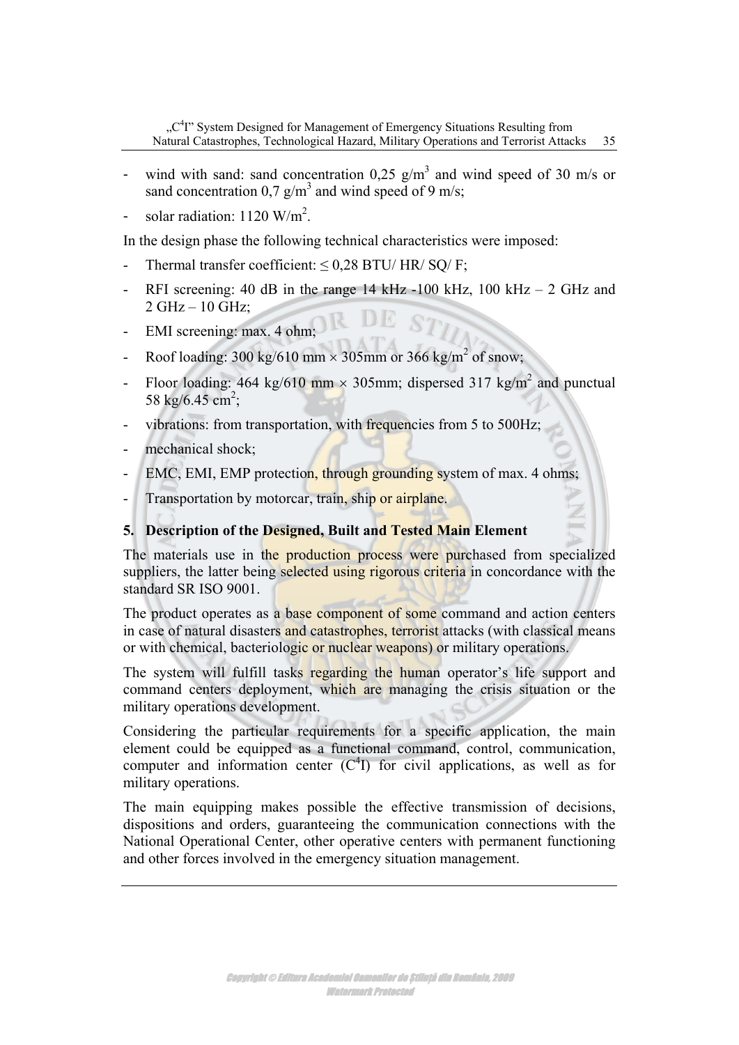- wind with sand: sand concentration 0,25 $g/m^3$ and wind speed of 30 m/s or sand concentration 0,7 $g/m^3$ and wind speed of 9 m/s;
- solar radiation: 1120 $W/m^2$.

In the design phase the following technical characteristics were imposed:

- Thermal transfer coefficient: ≤ 0,28 BTU/ HR/ SQ/ F;
- RFI screening: 40 dB in the range 14 kHz -100 kHz, 100 kHz – 2 GHz and 2 GHz – 10 GHz;
- EMI screening: max. 4 ohm;
- Roof loading: 300 kg/610 mm × 305mm or 366 $kg/m^2$ of snow;
- Floor loading: 464 kg/610 mm × 305mm; dispersed 317 $kg/m^2$ and punctual 58 $kg/6.45\ cm^2$;
- vibrations: from transportation, with frequencies from 5 to 500Hz;
- mechanical shock;
- EMC, EMI, EMP protection, through grounding system of max. 4 ohms;
- Transportation by motorcar, train, ship or airplane.

## 5. Description of the Designed, Built and Tested Main Element

The materials use in the production process were purchased from specialized suppliers, the latter being selected using rigorous criteria in concordance with the standard SR ISO 9001.

The product operates as a base component of some command and action centers in case of natural disasters and catastrophes, terrorist attacks (with classical means or with chemical, bacteriologic or nuclear weapons) or military operations.

The system will fulfill tasks regarding the human operator's life support and command centers deployment, which are managing the crisis situation or the military operations development.

Considering the particular requirements for a specific application, the main element could be equipped as a functional command, control, communication, computer and information center ($C^4I$) for civil applications, as well as for military operations.

The main equipping makes possible the effective transmission of decisions, dispositions and orders, guaranteeing the communication connections with the National Operational Center, other operative centers with permanent functioning and other forces involved in the emergency situation management.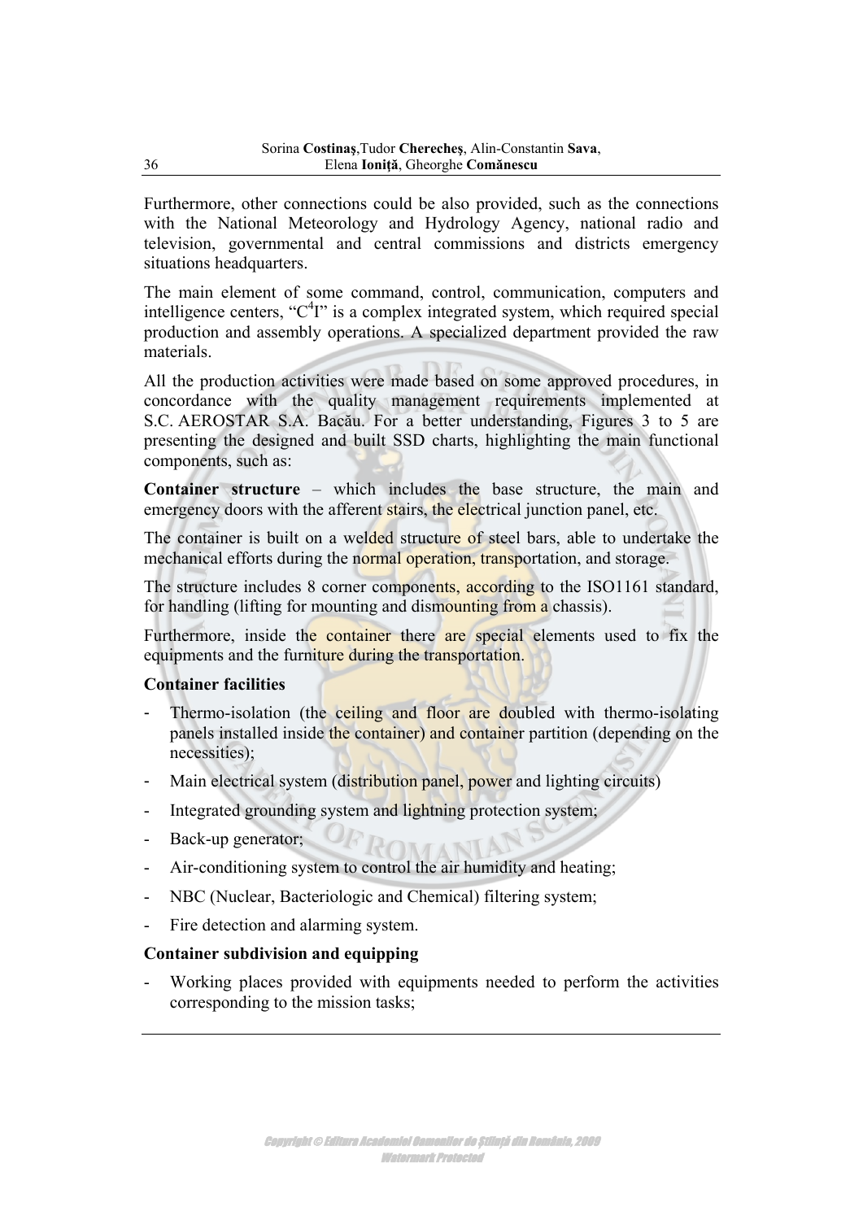Furthermore, other connections could be also provided, such as the connections with the National Meteorology and Hydrology Agency, national radio and television, governmental and central commissions and districts emergency situations headquarters.

The main element of some command, control, communication, computers and intelligence centers, "$C^4I$" is a complex integrated system, which required special production and assembly operations. A specialized department provided the raw materials.

All the production activities were made based on some approved procedures, in concordance with the quality management requirements implemented at S.C. AEROSTAR S.A. Bacău. For a better understanding, Figures 3 to 5 are presenting the designed and built SSD charts, highlighting the main functional components, such as:

**Container structure** – which includes the base structure, the main and emergency doors with the afferent stairs, the electrical junction panel, etc.

The container is built on a welded structure of steel bars, able to undertake the mechanical efforts during the normal operation, transportation, and storage.

The structure includes 8 corner components, according to the ISO1161 standard, for handling (lifting for mounting and dismounting from a chassis).

Furthermore, inside the container there are special elements used to fix the equipments and the furniture during the transportation.

**Container facilities**

- Thermo-isolation (the ceiling and floor are doubled with thermo-isolating panels installed inside the container) and container partition (depending on the necessities);
- Main electrical system (distribution panel, power and lighting circuits)
- Integrated grounding system and lightning protection system;
- Back-up generator;
- Air-conditioning system to control the air humidity and heating;
- NBC (Nuclear, Bacteriologic and Chemical) filtering system;
- Fire detection and alarming system.

**Container subdivision and equipping**

- Working places provided with equipments needed to perform the activities corresponding to the mission tasks;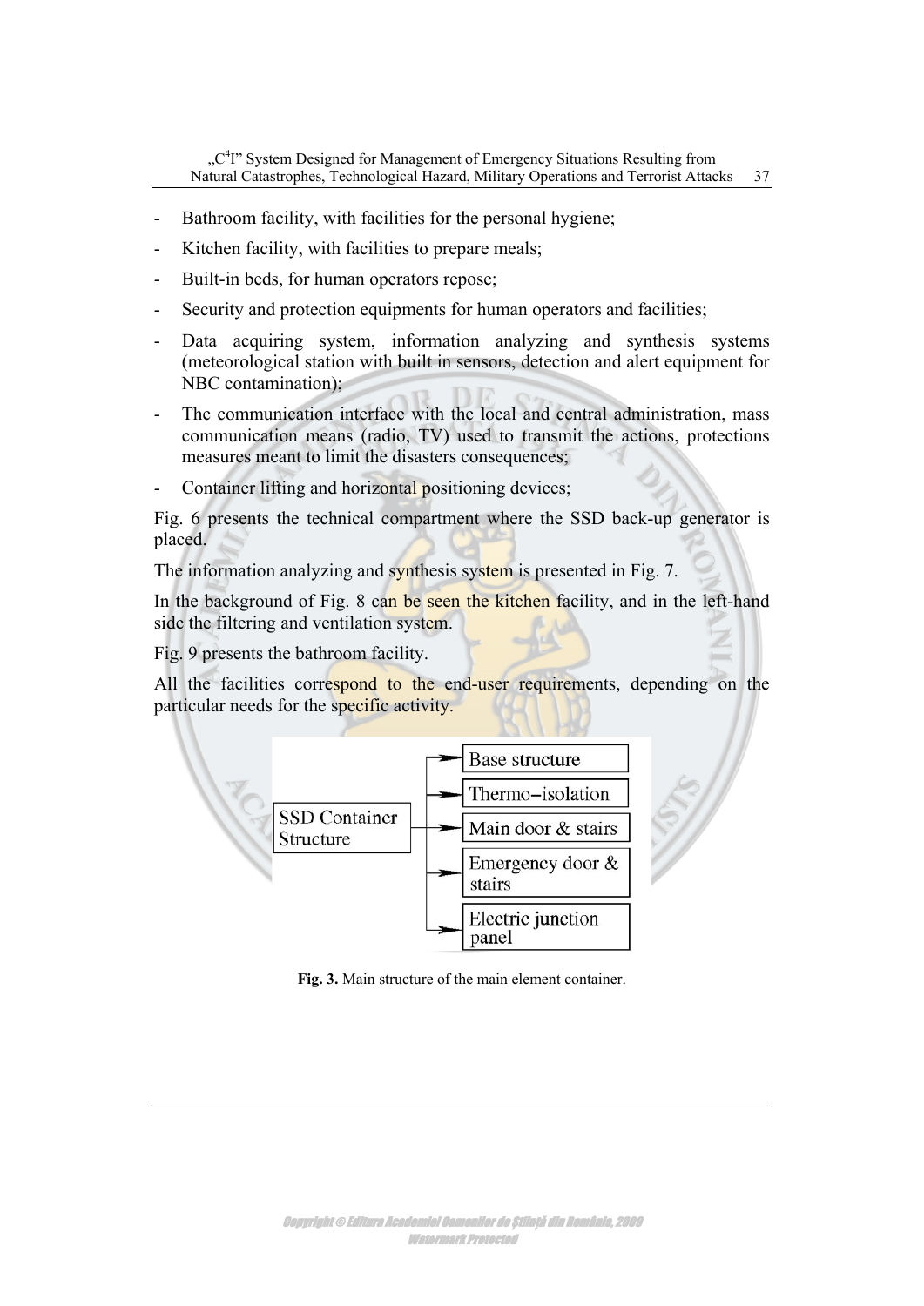- Bathroom facility, with facilities for the personal hygiene;
- Kitchen facility, with facilities to prepare meals;
- Built-in beds, for human operators repose;
- Security and protection equipments for human operators and facilities;
- Data acquiring system, information analyzing and synthesis systems (meteorological station with built in sensors, detection and alert equipment for NBC contamination);
- The communication interface with the local and central administration, mass communication means (radio, TV) used to transmit the actions, protections measures meant to limit the disasters consequences;
- Container lifting and horizontal positioning devices;

Fig. 6 presents the technical compartment where the SSD back-up generator is placed.

The information analyzing and synthesis system is presented in Fig. 7.

In the background of Fig. 8 can be seen the kitchen facility, and in the left-hand side the filtering and ventilation system.

Fig. 9 presents the bathroom facility.

All the facilities correspond to the end-user requirements, depending on the particular needs for the specific activity.

SSD Container Structure

Base structure

Thermo–isolation

Main door & stairs

Emergency door & stairs

Electric junction panel

**Fig. 3.** Main structure of the main element container.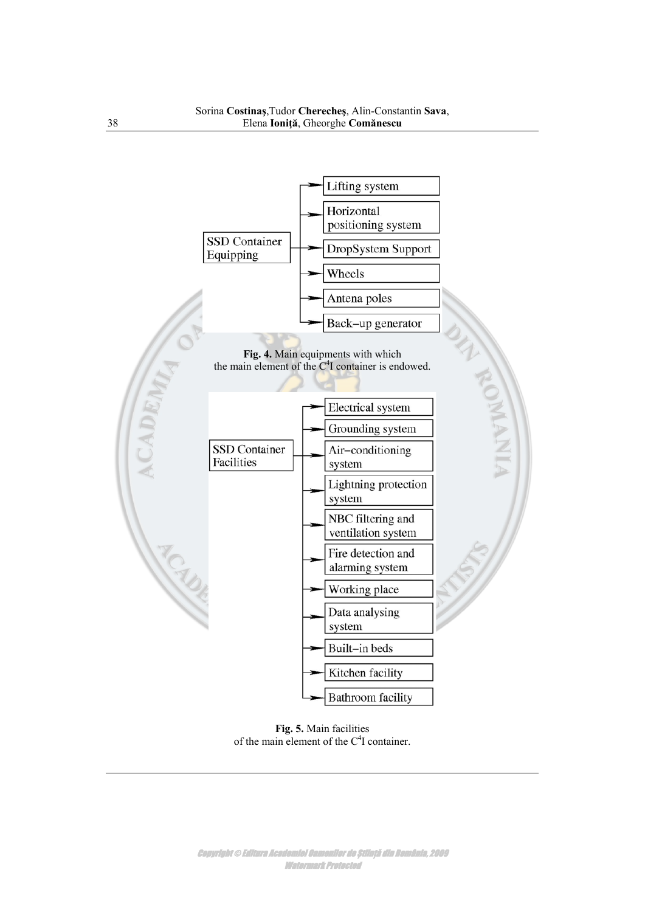SSD Container Equipping

Lifting system

Horizontal positioning system

DropSystem Support

Wheels

Antena poles

Back–up generator

**Fig. 4.** Main equipments with which the main element of the $C^4I$ container is endowed.

SSD Container Facilities

Electrical system

Grounding system

Air–conditioning system

Lightning protection system

NBC filtering and ventilation system

Fire detection and alarming system

Working place

Data analysing system

Built–in beds

Kitchen facility

Bathroom facility

**Fig. 5.** Main facilities of the main element of the $C^4I$ container.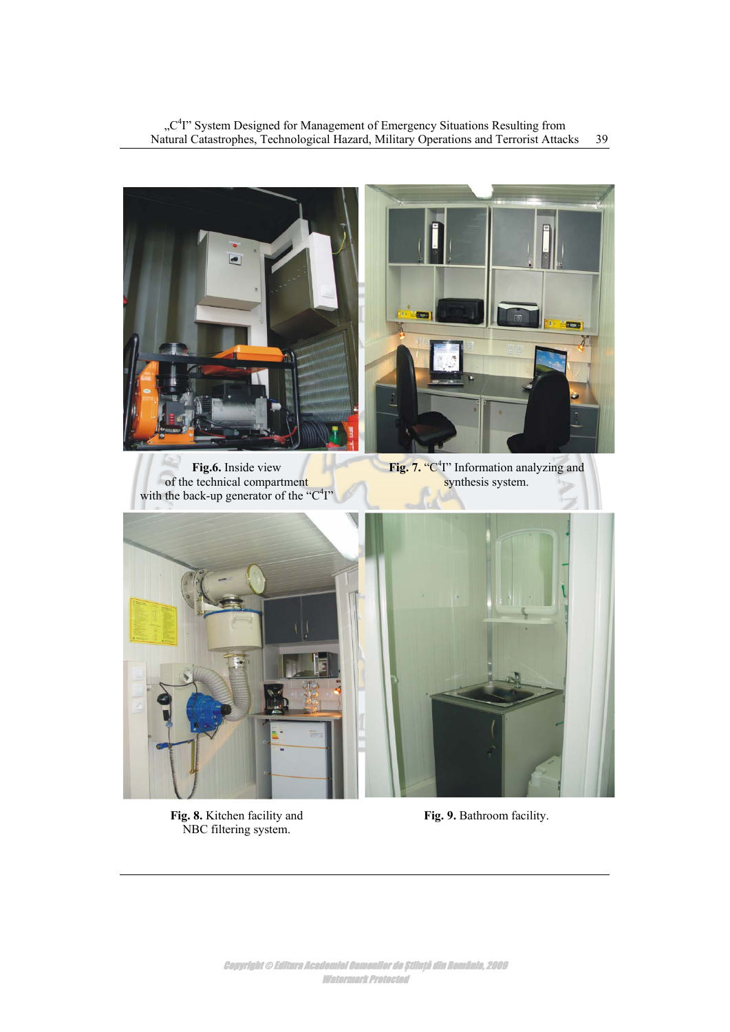**Fig.6.** Inside view of the technical compartment with the back-up generator of the "C4I"

**Fig. 7.** "C4I" Information analyzing and synthesis system.

**Fig. 8.** Kitchen facility and NBC filtering system.

**Fig. 9.** Bathroom facility.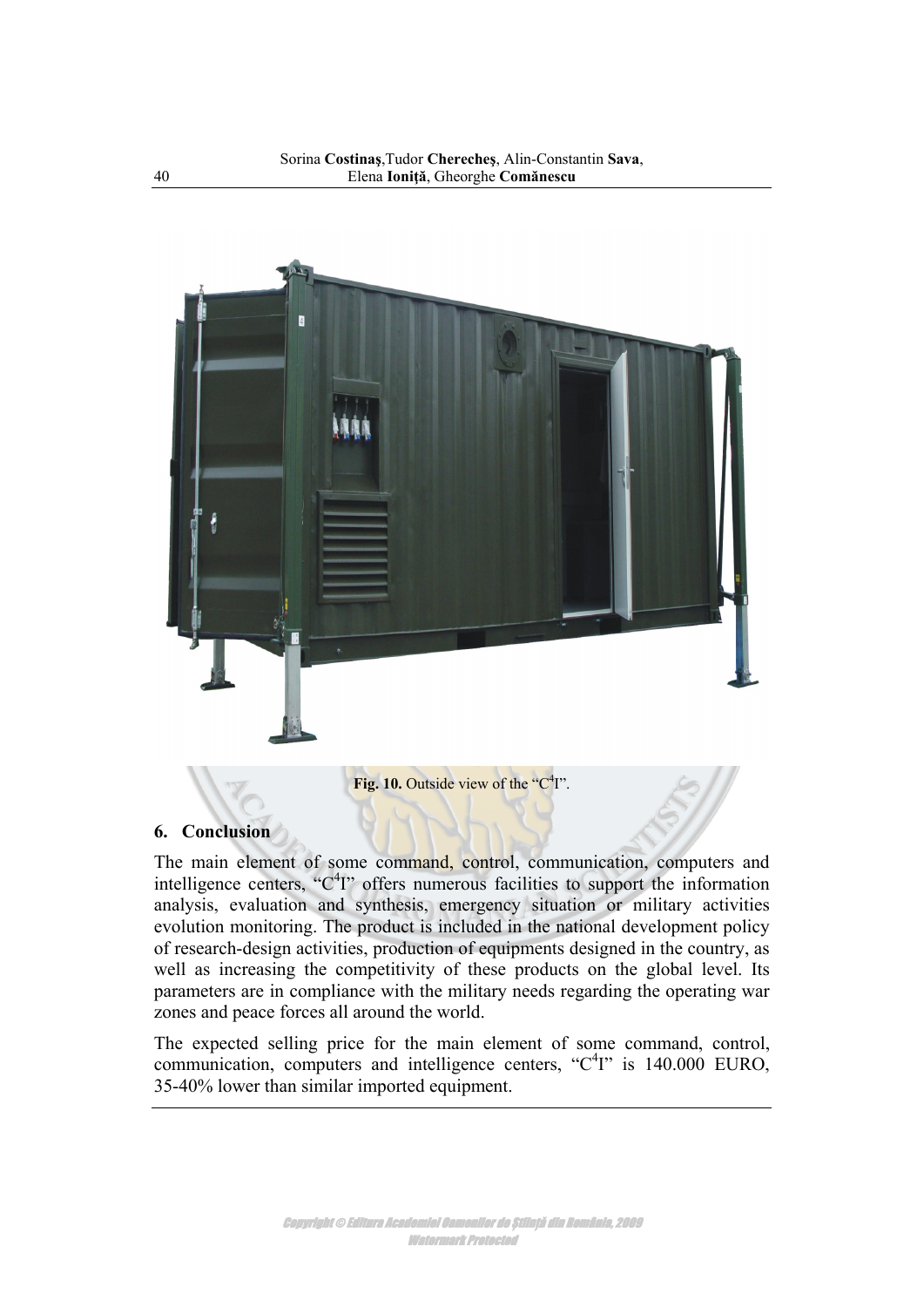**Fig. 10.** Outside view of the "$C^4I$".

## 6. Conclusion

The main element of some command, control, communication, computers and intelligence centers, "$C^4I$" offers numerous facilities to support the information analysis, evaluation and synthesis, emergency situation or military activities evolution monitoring. The product is included in the national development policy of research-design activities, production of equipments designed in the country, as well as increasing the competitivity of these products on the global level. Its parameters are in compliance with the military needs regarding the operating war zones and peace forces all around the world.

The expected selling price for the main element of some command, control, communication, computers and intelligence centers, "$C^4I$" is 140.000 EURO, 35-40% lower than similar imported equipment.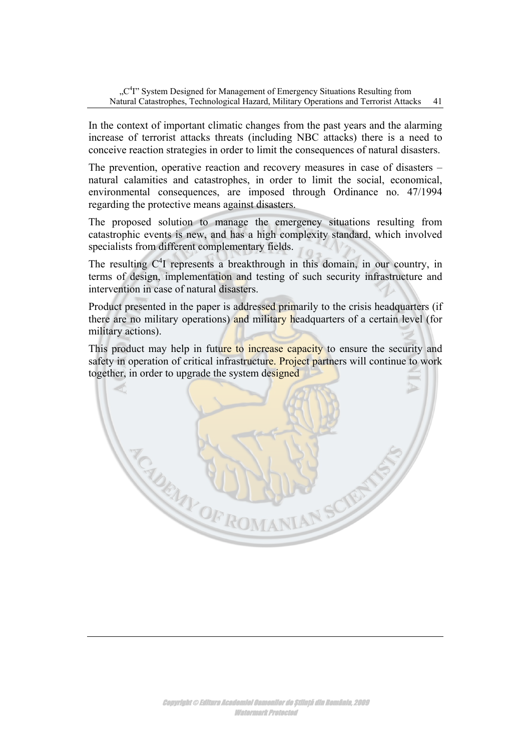In the context of important climatic changes from the past years and the alarming increase of terrorist attacks threats (including NBC attacks) there is a need to conceive reaction strategies in order to limit the consequences of natural disasters.

The prevention, operative reaction and recovery measures in case of disasters – natural calamities and catastrophes, in order to limit the social, economical, environmental consequences, are imposed through Ordinance no. 47/1994 regarding the protective means against disasters.

The proposed solution to manage the emergency situations resulting from catastrophic events is new, and has a high complexity standard, which involved specialists from different complementary fields.

The resulting $C^4I$ represents a breakthrough in this domain, in our country, in terms of design, implementation and testing of such security infrastructure and intervention in case of natural disasters.

Product presented in the paper is addressed primarily to the crisis headquarters (if there are no military operations) and military headquarters of a certain level (for military actions).

This product may help in future to increase capacity to ensure the security and safety in operation of critical infrastructure. Project partners will continue to work together, in order to upgrade the system designed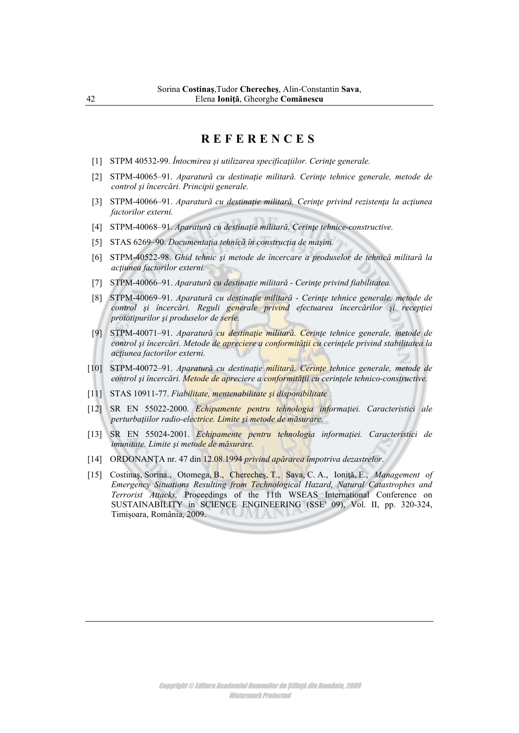# REFERENCES

[1] STPM 40532-99. *Întocmirea şi utilizarea specificaţiilor. Cerinţe generale.*

[2] STPM-40065–91. *Aparatură cu destinaţie militară. Cerinţe tehnice generale, metode de control şi încercări. Principii generale.*

[3] STPM-40066–91. *Aparatură cu destinaţie militară. Cerinţe privind rezistenţa la acţiunea factorilor externi.*

[4] STPM-40068–91. *Aparatură cu destinaţie militară. Cerinţe tehnice-constructive.*

[5] STAS 6269–90. *Documentaţia tehnică în construcţia de maşini.*

[6] STPM-40522-98. *Ghid tehnic şi metode de încercare a produselor de tehnică militară la acţiunea factorilor externi.*

[7] STPM-40066–91. *Aparatură cu destinaţie militară - Cerinţe privind fiabilitatea.*

[8] STPM-40069–91. *Aparatură cu destinaţie militară - Cerinţe tehnice generale, metode de control şi încercări. Reguli generale privind efectuarea încercărilor şi recepţiei prototipurilor şi produselor de serie.*

[9] STPM-40071–91. *Aparatură cu destinaţie militară. Cerinţe tehnice generale, metode de control şi încercări. Metode de apreciere a conformităţii cu cerinţele privind stabilitatea la acţiunea factorilor externi.*

[10] STPM-40072–91. *Aparatură cu destinaţie militară. Cerinţe tehnice generale, metode de control şi încercări. Metode de apreciere a conformităţii cu cerinţele tehnico-constructive.*

[11] STAS 10911-77. *Fiabilitate, mentenabilitate şi disponibilitate.*

[12] SR EN 55022-2000. *Echipamente pentru tehnologia informaţiei. Caracteristici ale perturbaţiilor radio-electrice. Limite şi metode de măsurare.*

[13] SR EN 55024-2001. *Echipamente pentru tehnologia informaţiei. Caracteristici de imunitate. Limite şi metode de măsurare.*

[14] ORDONANŢA nr. 47 din 12.08.1994 *privind apărarea împotriva dezastrelor*.

[15] Costinaş, Sorina., Otomega, B., Chereches, T., Sava, C. A., Ioniţă, E., *Management of Emergency Situations Resulting from Technological Hazard, Natural Catastrophes and Terrorist Attacks,* Proceedings of the 11th WSEAS International Conference on SUSTAINABILITY in SCIENCE ENGINEERING (SSE' 09), Vol. II, pp. 320-324, Timişoara, România, 2009.